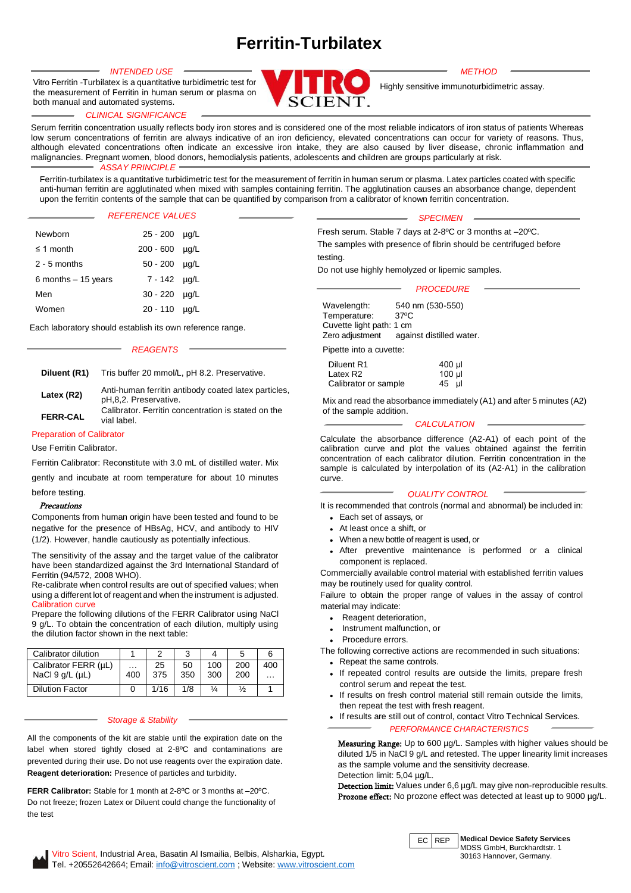# Ferritin-Turbilatex

## INTENDED USE

Vitro Ferritin -Turbilatex is a quantitative turbidimetric test for the measurement of Ferritin in human serum or plasma on both manual and automated systems.

## METHOD

Highly sensitive immunoturbidimetric assay.

## CLINICAL SIGNIFICANCE

Serum ferritin concentration usually reflects body iron stores and is considered one of the most reliable indicators of iron status of patients Whereas low serum concentrations of ferritin are always indicative of an iron deficiency, elevated concentrations can occur for variety of reasons. Thus, although elevated concentrations often indicate an excessive iron intake, they are also caused by liver disease, chronic inflammation and malignancies. Pregnant women, blood donors, hemodialysis patients, adolescents and children are groups particularly at risk.

## ASSAY PRINCIPLE

Ferritin-turbilatex is a quantitative turbidimetric test for the measurement of ferritin in human serum or plasma. Latex particles coated with specific anti-human ferritin are agglutinated when mixed with samples containing ferritin. The agglutination causes an absorbance change, dependent upon the ferritin contents of the sample that can be quantified by comparison from a calibrator of known ferritin concentration.

## REFERENCE VALUES

| | | |
|---|---|---|
| Newborn | 25 - 200 | µg/L |
| ≤ 1 month | 200 - 600 | µg/L |
| 2 - 5 months | 50 - 200 | µg/L |
| 6 months – 15 years | 7 - 142 | µg/L |
| Men | 30 - 220 | µg/L |
| Women | 20 - 110 | µg/L |

Each laboratory should establish its own reference range.

## REAGENTS

| | |
|---|---|
| **Diluent (R1)** | Tris buffer 20 mmol/L, pH 8.2. Preservative. |
| **Latex (R2)** | Anti-human ferritin antibody coated latex particles, pH,8,2. Preservative. |
| **FERR-CAL** | Calibrator. Ferritin concentration is stated on the vial label. |

### Preparation of Calibrator

Use Ferritin Calibrator.

Ferritin Calibrator: Reconstitute with 3.0 mL of distilled water. Mix gently and incubate at room temperature for about 10 minutes before testing.

### *Precautions*

Components from human origin have been tested and found to be negative for the presence of HBsAg, HCV, and antibody to HIV (1/2). However, handle cautiously as potentially infectious.

The sensitivity of the assay and the target value of the calibrator have been standardized against the 3rd International Standard of Ferritin (94/572, 2008 WHO).

Re-calibrate when control results are out of specified values; when using a different lot of reagent and when the instrument is adjusted.

### Calibration curve

Prepare the following dilutions of the FERR Calibrator using NaCl 9 g/L. To obtain the concentration of each dilution, multiply using the dilution factor shown in the next table:

| Calibrator dilution | 1 | 2 | 3 | 4 | 5 | 6 |
|---|---|---|---|---|---|---|
| Calibrator FERR (µL) NaCl 9 g/L (µL) | … 400 | 25 375 | 50 350 | 100 300 | 200 200 | 400 … |
| Dilution Factor | 0 | 1/16 | 1/8 | ¼ | ½ | 1 |

## Storage & Stability

All the components of the kit are stable until the expiration date on the label when stored tightly closed at 2-8ºC and contaminations are prevented during their use. Do not use reagents over the expiration date.

**Reagent deterioration:** Presence of particles and turbidity.

**FERR Calibrator:** Stable for 1 month at 2-8ºC or 3 months at –20ºC.

Do not freeze; frozen Latex or Diluent could change the functionality of the test

## SPECIMEN

Fresh serum. Stable 7 days at 2-8ºC or 3 months at –20ºC.

The samples with presence of fibrin should be centrifuged before testing.

Do not use highly hemolyzed or lipemic samples.

## PROCEDURE

Wavelength: 540 nm (530-550)
Temperature: 37ºC
Cuvette light path: 1 cm
Zero adjustment against distilled water.

Pipette into a cuvette:

| | |
|---|---|
| Diluent R1 | 400 µl |
| Latex R2 | 100 µl |
| Calibrator or sample | 45 µl |

Mix and read the absorbance immediately (A1) and after 5 minutes (A2) of the sample addition.

## CALCULATION

Calculate the absorbance difference (A2-A1) of each point of the calibration curve and plot the values obtained against the ferritin concentration of each calibrator dilution. Ferritin concentration in the sample is calculated by interpolation of its (A2-A1) in the calibration curve.

## QUALITY CONTROL

It is recommended that controls (normal and abnormal) be included in:

- Each set of assays, or
- At least once a shift, or
- When a new bottle of reagent is used, or
- After preventive maintenance is performed or a clinical component is replaced.

Commercially available control material with established ferritin values may be routinely used for quality control.

Failure to obtain the proper range of values in the assay of control material may indicate:

- Reagent deterioration,
- Instrument malfunction, or
- Procedure errors.

The following corrective actions are recommended in such situations:

- Repeat the same controls.
- If repeated control results are outside the limits, prepare fresh control serum and repeat the test.
- If results on fresh control material still remain outside the limits, then repeat the test with fresh reagent.
- If results are still out of control, contact Vitro Technical Services.

## PERFORMANCE CHARACTERISTICS

**Measuring Range:** Up to 600 µg/L. Samples with higher values should be diluted 1/5 in NaCl 9 g/L and retested. The upper linearity limit increases as the sample volume and the sensitivity decrease.

Detection limit: 5,04 µg/L.

**Detection limit:** Values under 6,6 µg/L may give non-reproducible results.

**Prozone effect:** No prozone effect was detected at least up to 9000 µg/L.

EC REP **Medical Device Safety Services**
MDSS GmbH, Burckhardtstr. 1
30163 Hannover, Germany.

Vitro Scient, Industrial Area, Basatin Al Ismailia, Belbis, Alsharkia, Egypt.
Tel. +20552642664; Email: info@vitroscient.com ; Website: www.vitroscient.com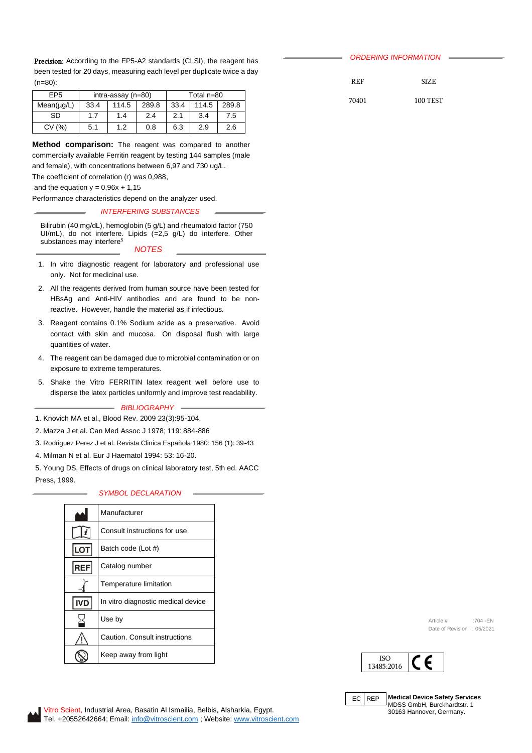**Precision:** According to the EP5-A2 standards (CLSI), the reagent has been tested for 20 days, measuring each level per duplicate twice a day (n=80):

| EP5 | intra-assay (n=80) | | | Total n=80 | | |
|---|---|---|---|---|---|---|
| Mean(µg/L) | 33.4 | 114.5 | 289.8 | 33.4 | 114.5 | 289.8 |
| SD | 1.7 | 1.4 | 2.4 | 2.1 | 3.4 | 7.5 |
| CV (%) | 5.1 | 1.2 | 0.8 | 6.3 | 2.9 | 2.6 |

**Method comparison:** The reagent was compared to another commercially available Ferritin reagent by testing 144 samples (male and female), with concentrations between 6,97 and 730 ug/L.
The coefficient of correlation (r) was 0,988,
and the equation y = 0,96x + 1,15
Performance characteristics depend on the analyzer used.

## INTERFERING SUBSTANCES

Bilirubin (40 mg/dL), hemoglobin (5 g/L) and rheumatoid factor (750 UI/mL), do not interfere. Lipids (=2,5 g/L) do interfere. Other substances may interfere[5]

## NOTES

1. In vitro diagnostic reagent for laboratory and professional use only. Not for medicinal use.
2. All the reagents derived from human source have been tested for HBsAg and Anti-HIV antibodies and are found to be non-reactive. However, handle the material as if infectious.
3. Reagent contains 0.1% Sodium azide as a preservative. Avoid contact with skin and mucosa. On disposal flush with large quantities of water.
4. The reagent can be damaged due to microbial contamination or on exposure to extreme temperatures.
5. Shake the Vitro FERRITIN latex reagent well before use to disperse the latex particles uniformly and improve test readability.

## BIBLIOGRAPHY

1. Knovich MA et al., Blood Rev. 2009 23(3):95-104.
2. Mazza J et al. Can Med Assoc J 1978; 119: 884-886
3. Rodriguez Perez J et al. Revista Clinica Española 1980: 156 (1): 39-43
4. Milman N et al. Eur J Haematol 1994: 53: 16-20.
5. Young DS. Effects of drugs on clinical laboratory test, 5th ed. AACC Press, 1999.

## SYMBOL DECLARATION

| Symbol | Meaning |
|---|---|
| | Manufacturer |
| | Consult instructions for use |
| LOT | Batch code (Lot #) |
| REF | Catalog number |
| | Temperature limitation |
| IVD | In vitro diagnostic medical device |
| | Use by |
| | Caution. Consult instructions |
| | Keep away from light |

## ORDERING INFORMATION

| REF | SIZE |
|---|---|
| 70401 | 100 TEST |

Article # :704 -EN
Date of Revision : 05/2021

ISO 13485:2016 CE

EC REP **Medical Device Safety Services**
MDSS GmbH, Burckhardtstr. 1
30163 Hannover, Germany.

Vitro Scient, Industrial Area, Basatin Al Ismailia, Belbis, Alsharkia, Egypt.
Tel. +20552642664; Email: info@vitroscient.com ; Website: www.vitroscient.com